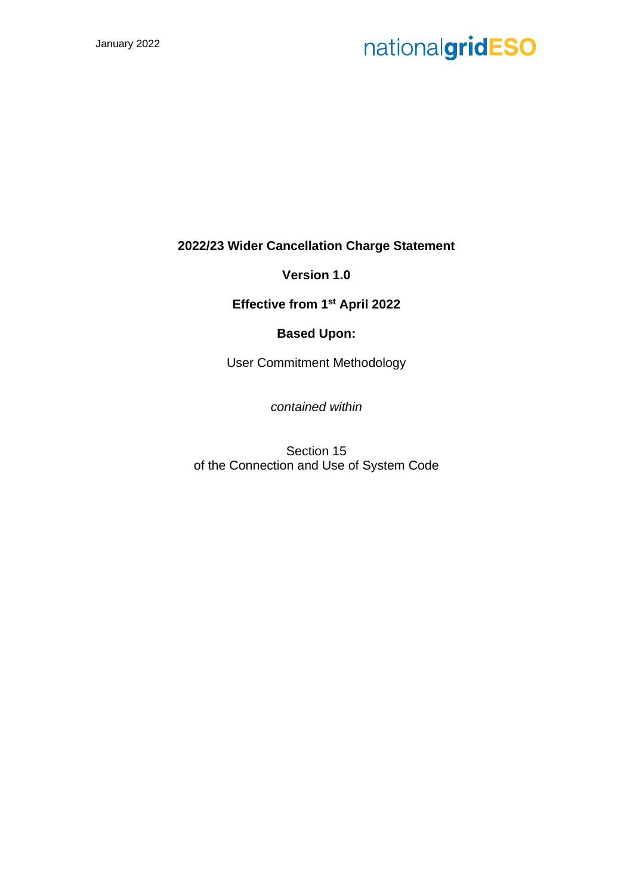January 2022

nationalgridESO

**2022/23 Wider Cancellation Charge Statement**

**Version 1.0**

**Effective from 1st April 2022**

**Based Upon:**

User Commitment Methodology

*contained within*

Section 15
of the Connection and Use of System Code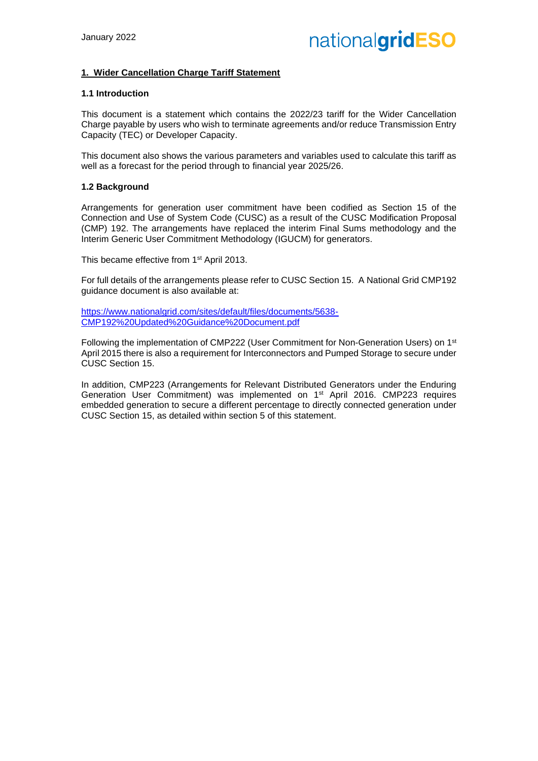## 1. Wider Cancellation Charge Tariff Statement

### 1.1 Introduction

This document is a statement which contains the 2022/23 tariff for the Wider Cancellation Charge payable by users who wish to terminate agreements and/or reduce Transmission Entry Capacity (TEC) or Developer Capacity.

This document also shows the various parameters and variables used to calculate this tariff as well as a forecast for the period through to financial year 2025/26.

### 1.2 Background

Arrangements for generation user commitment have been codified as Section 15 of the Connection and Use of System Code (CUSC) as a result of the CUSC Modification Proposal (CMP) 192. The arrangements have replaced the interim Final Sums methodology and the Interim Generic User Commitment Methodology (IGUCM) for generators.

This became effective from 1st April 2013.

For full details of the arrangements please refer to CUSC Section 15. A National Grid CMP192 guidance document is also available at:

https://www.nationalgrid.com/sites/default/files/documents/5638-CMP192%20Updated%20Guidance%20Document.pdf

Following the implementation of CMP222 (User Commitment for Non-Generation Users) on 1st April 2015 there is also a requirement for Interconnectors and Pumped Storage to secure under CUSC Section 15.

In addition, CMP223 (Arrangements for Relevant Distributed Generators under the Enduring Generation User Commitment) was implemented on 1st April 2016. CMP223 requires embedded generation to secure a different percentage to directly connected generation under CUSC Section 15, as detailed within section 5 of this statement.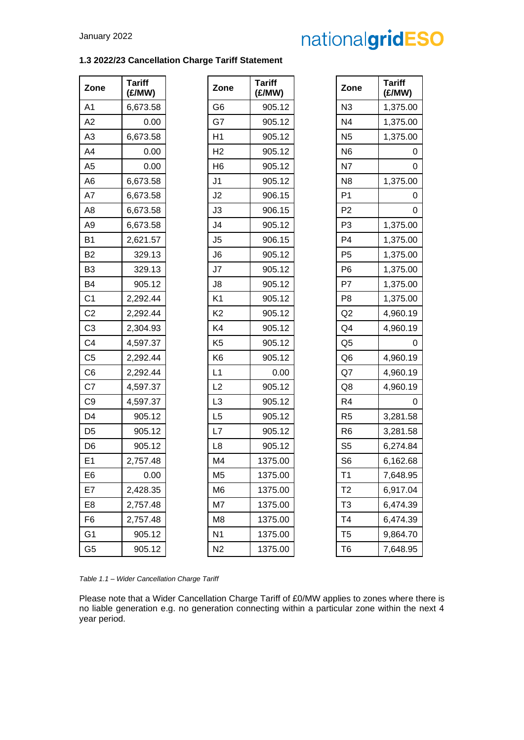### 1.3 2022/23 Cancellation Charge Tariff Statement

| Zone | Tariff (£/MW) |
|---|---|
| A1 | 6,673.58 |
| A2 | 0.00 |
| A3 | 6,673.58 |
| A4 | 0.00 |
| A5 | 0.00 |
| A6 | 6,673.58 |
| A7 | 6,673.58 |
| A8 | 6,673.58 |
| A9 | 6,673.58 |
| B1 | 2,621.57 |
| B2 | 329.13 |
| B3 | 329.13 |
| B4 | 905.12 |
| C1 | 2,292.44 |
| C2 | 2,292.44 |
| C3 | 2,304.93 |
| C4 | 4,597.37 |
| C5 | 2,292.44 |
| C6 | 2,292.44 |
| C7 | 4,597.37 |
| C9 | 4,597.37 |
| D4 | 905.12 |
| D5 | 905.12 |
| D6 | 905.12 |
| E1 | 2,757.48 |
| E6 | 0.00 |
| E7 | 2,428.35 |
| E8 | 2,757.48 |
| F6 | 2,757.48 |
| G1 | 905.12 |
| G5 | 905.12 |

| Zone | Tariff (£/MW) |
|---|---|
| G6 | 905.12 |
| G7 | 905.12 |
| H1 | 905.12 |
| H2 | 905.12 |
| H6 | 905.12 |
| J1 | 905.12 |
| J2 | 906.15 |
| J3 | 906.15 |
| J4 | 905.12 |
| J5 | 906.15 |
| J6 | 905.12 |
| J7 | 905.12 |
| J8 | 905.12 |
| K1 | 905.12 |
| K2 | 905.12 |
| K4 | 905.12 |
| K5 | 905.12 |
| K6 | 905.12 |
| L1 | 0.00 |
| L2 | 905.12 |
| L3 | 905.12 |
| L5 | 905.12 |
| L7 | 905.12 |
| L8 | 905.12 |
| M4 | 1375.00 |
| M5 | 1375.00 |
| M6 | 1375.00 |
| M7 | 1375.00 |
| M8 | 1375.00 |
| N1 | 1375.00 |
| N2 | 1375.00 |

| Zone | Tariff (£/MW) |
|---|---|
| N3 | 1,375.00 |
| N4 | 1,375.00 |
| N5 | 1,375.00 |
| N6 | 0 |
| N7 | 0 |
| N8 | 1,375.00 |
| P1 | 0 |
| P2 | 0 |
| P3 | 1,375.00 |
| P4 | 1,375.00 |
| P5 | 1,375.00 |
| P6 | 1,375.00 |
| P7 | 1,375.00 |
| P8 | 1,375.00 |
| Q2 | 4,960.19 |
| Q4 | 4,960.19 |
| Q5 | 0 |
| Q6 | 4,960.19 |
| Q7 | 4,960.19 |
| Q8 | 4,960.19 |
| R4 | 0 |
| R5 | 3,281.58 |
| R6 | 3,281.58 |
| S5 | 6,274.84 |
| S6 | 6,162.68 |
| T1 | 7,648.95 |
| T2 | 6,917.04 |
| T3 | 6,474.39 |
| T4 | 6,474.39 |
| T5 | 9,864.70 |
| T6 | 7,648.95 |

*Table 1.1 – Wider Cancellation Charge Tariff*

Please note that a Wider Cancellation Charge Tariff of £0/MW applies to zones where there is no liable generation e.g. no generation connecting within a particular zone within the next 4 year period.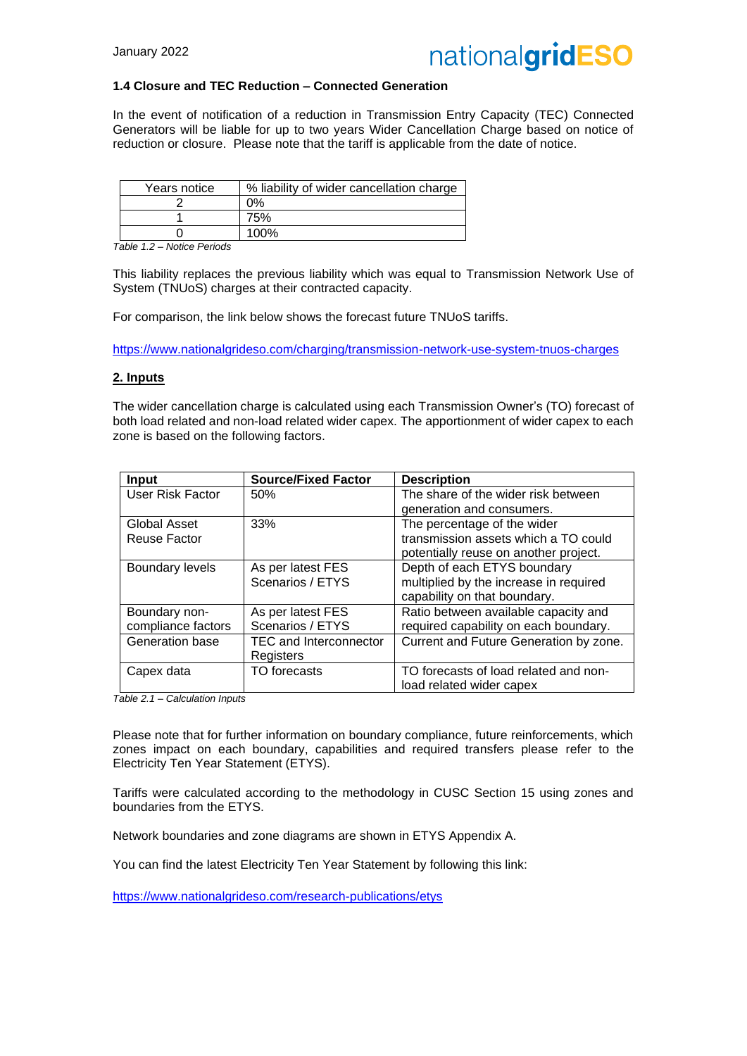### 1.4 Closure and TEC Reduction – Connected Generation

In the event of notification of a reduction in Transmission Entry Capacity (TEC) Connected Generators will be liable for up to two years Wider Cancellation Charge based on notice of reduction or closure. Please note that the tariff is applicable from the date of notice.

| Years notice | % liability of wider cancellation charge |
|---|---|
| 2 | 0% |
| 1 | 75% |
| 0 | 100% |

*Table 1.2 – Notice Periods*

This liability replaces the previous liability which was equal to Transmission Network Use of System (TNUoS) charges at their contracted capacity.

For comparison, the link below shows the forecast future TNUoS tariffs.

https://www.nationalgrideso.com/charging/transmission-network-use-system-tnuos-charges

## 2. Inputs

The wider cancellation charge is calculated using each Transmission Owner's (TO) forecast of both load related and non-load related wider capex. The apportionment of wider capex to each zone is based on the following factors.

| Input | Source/Fixed Factor | Description |
|---|---|---|
| User Risk Factor | 50% | The share of the wider risk between generation and consumers. |
| Global Asset Reuse Factor | 33% | The percentage of the wider transmission assets which a TO could potentially reuse on another project. |
| Boundary levels | As per latest FES Scenarios / ETYS | Depth of each ETYS boundary multiplied by the increase in required capability on that boundary. |
| Boundary non-compliance factors | As per latest FES Scenarios / ETYS | Ratio between available capacity and required capability on each boundary. |
| Generation base | TEC and Interconnector Registers | Current and Future Generation by zone. |
| Capex data | TO forecasts | TO forecasts of load related and non-load related wider capex |

*Table 2.1 – Calculation Inputs*

Please note that for further information on boundary compliance, future reinforcements, which zones impact on each boundary, capabilities and required transfers please refer to the Electricity Ten Year Statement (ETYS).

Tariffs were calculated according to the methodology in CUSC Section 15 using zones and boundaries from the ETYS.

Network boundaries and zone diagrams are shown in ETYS Appendix A.

You can find the latest Electricity Ten Year Statement by following this link:

https://www.nationalgrideso.com/research-publications/etys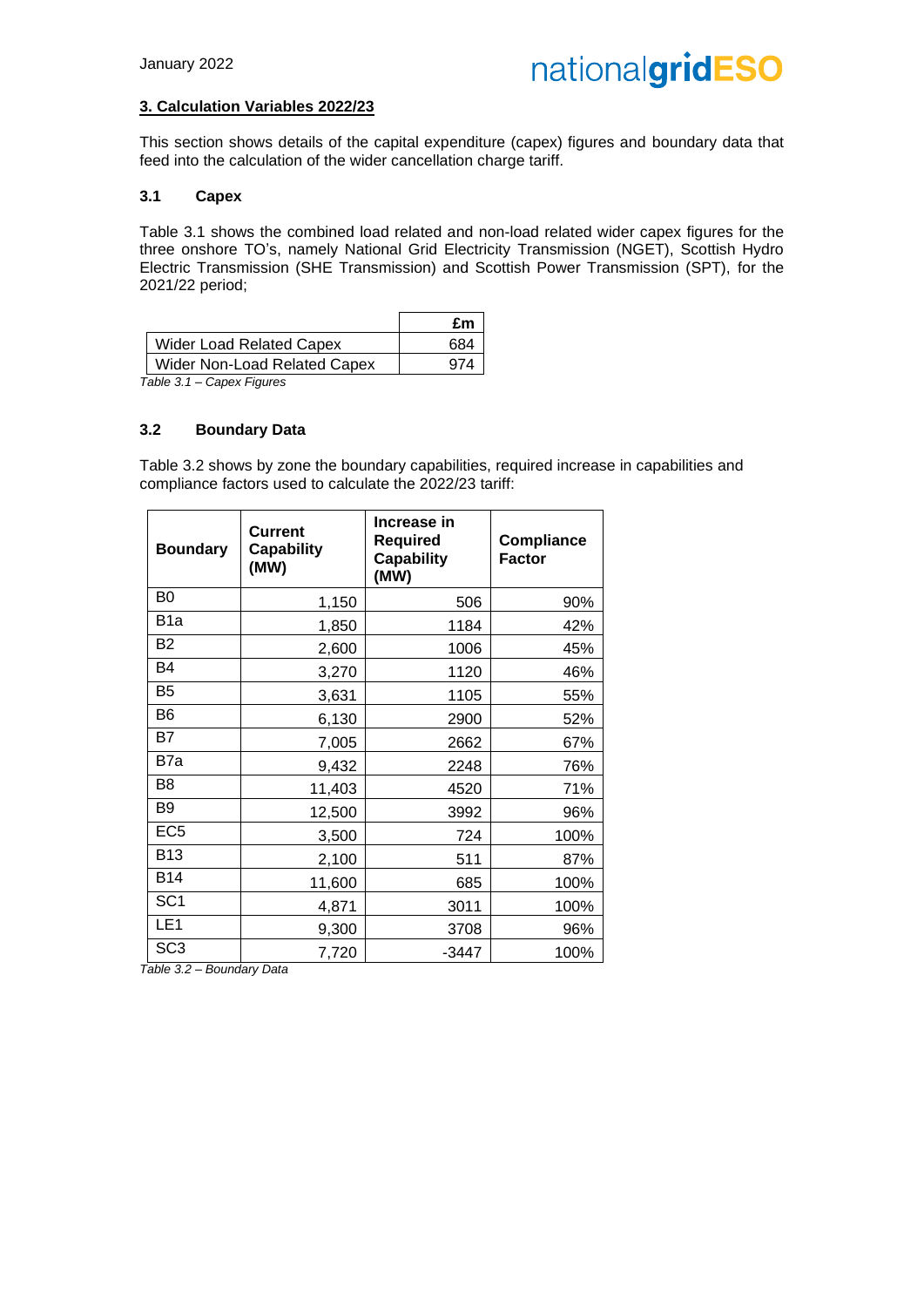## 3. Calculation Variables 2022/23

This section shows details of the capital expenditure (capex) figures and boundary data that feed into the calculation of the wider cancellation charge tariff.

### 3.1 Capex

Table 3.1 shows the combined load related and non-load related wider capex figures for the three onshore TO's, namely National Grid Electricity Transmission (NGET), Scottish Hydro Electric Transmission (SHE Transmission) and Scottish Power Transmission (SPT), for the 2021/22 period;

| | £m |
|---|---|
| Wider Load Related Capex | 684 |
| Wider Non-Load Related Capex | 974 |

*Table 3.1 – Capex Figures*

### 3.2 Boundary Data

Table 3.2 shows by zone the boundary capabilities, required increase in capabilities and compliance factors used to calculate the 2022/23 tariff:

| Boundary | Current Capability (MW) | Increase in Required Capability (MW) | Compliance Factor |
|---|---|---|---|
| B0 | 1,150 | 506 | 90% |
| B1a | 1,850 | 1184 | 42% |
| B2 | 2,600 | 1006 | 45% |
| B4 | 3,270 | 1120 | 46% |
| B5 | 3,631 | 1105 | 55% |
| B6 | 6,130 | 2900 | 52% |
| B7 | 7,005 | 2662 | 67% |
| B7a | 9,432 | 2248 | 76% |
| B8 | 11,403 | 4520 | 71% |
| B9 | 12,500 | 3992 | 96% |
| EC5 | 3,500 | 724 | 100% |
| B13 | 2,100 | 511 | 87% |
| B14 | 11,600 | 685 | 100% |
| SC1 | 4,871 | 3011 | 100% |
| LE1 | 9,300 | 3708 | 96% |
| SC3 | 7,720 | -3447 | 100% |

*Table 3.2 – Boundary Data*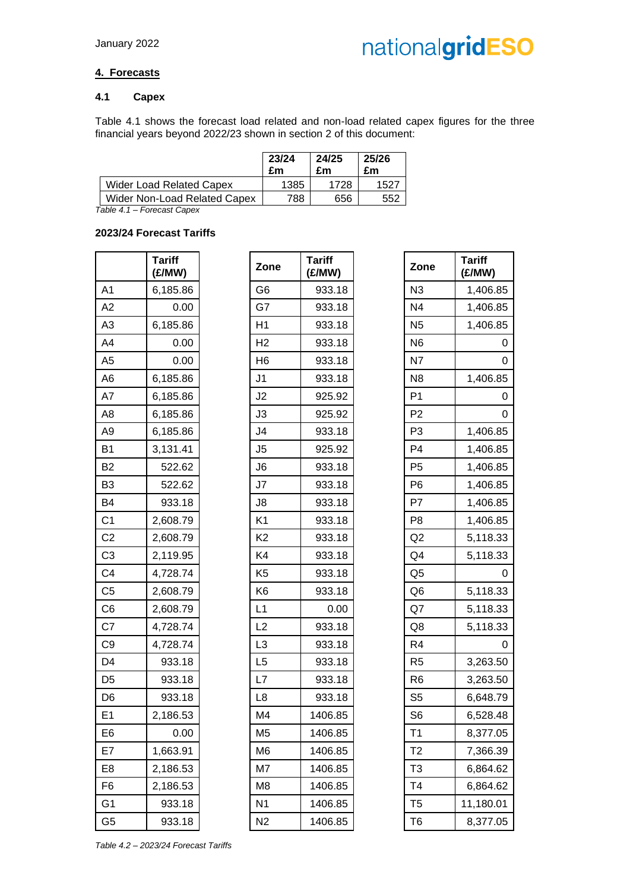## 4. Forecasts

### 4.1 Capex

Table 4.1 shows the forecast load related and non-load related capex figures for the three financial years beyond 2022/23 shown in section 2 of this document:

| | 23/24 £m | 24/25 £m | 25/26 £m |
|---|---|---|---|
| Wider Load Related Capex | 1385 | 1728 | 1527 |
| Wider Non-Load Related Capex | 788 | 656 | 552 |

*Table 4.1 – Forecast Capex*

**2023/24 Forecast Tariffs**

| | Tariff (£/MW) |
|---|---|
| A1 | 6,185.86 |
| A2 | 0.00 |
| A3 | 6,185.86 |
| A4 | 0.00 |
| A5 | 0.00 |
| A6 | 6,185.86 |
| A7 | 6,185.86 |
| A8 | 6,185.86 |
| A9 | 6,185.86 |
| B1 | 3,131.41 |
| B2 | 522.62 |
| B3 | 522.62 |
| B4 | 933.18 |
| C1 | 2,608.79 |
| C2 | 2,608.79 |
| C3 | 2,119.95 |
| C4 | 4,728.74 |
| C5 | 2,608.79 |
| C6 | 2,608.79 |
| C7 | 4,728.74 |
| C9 | 4,728.74 |
| D4 | 933.18 |
| D5 | 933.18 |
| D6 | 933.18 |
| E1 | 2,186.53 |
| E6 | 0.00 |
| E7 | 1,663.91 |
| E8 | 2,186.53 |
| F6 | 2,186.53 |
| G1 | 933.18 |
| G5 | 933.18 |

| Zone | Tariff (£/MW) |
|---|---|
| G6 | 933.18 |
| G7 | 933.18 |
| H1 | 933.18 |
| H2 | 933.18 |
| H6 | 933.18 |
| J1 | 933.18 |
| J2 | 925.92 |
| J3 | 925.92 |
| J4 | 933.18 |
| J5 | 925.92 |
| J6 | 933.18 |
| J7 | 933.18 |
| J8 | 933.18 |
| K1 | 933.18 |
| K2 | 933.18 |
| K4 | 933.18 |
| K5 | 933.18 |
| K6 | 933.18 |
| L1 | 0.00 |
| L2 | 933.18 |
| L3 | 933.18 |
| L5 | 933.18 |
| L7 | 933.18 |
| L8 | 933.18 |
| M4 | 1406.85 |
| M5 | 1406.85 |
| M6 | 1406.85 |
| M7 | 1406.85 |
| M8 | 1406.85 |
| N1 | 1406.85 |
| N2 | 1406.85 |

| Zone | Tariff (£/MW) |
|---|---|
| N3 | 1,406.85 |
| N4 | 1,406.85 |
| N5 | 1,406.85 |
| N6 | 0 |
| N7 | 0 |
| N8 | 1,406.85 |
| P1 | 0 |
| P2 | 0 |
| P3 | 1,406.85 |
| P4 | 1,406.85 |
| P5 | 1,406.85 |
| P6 | 1,406.85 |
| P7 | 1,406.85 |
| P8 | 1,406.85 |
| Q2 | 5,118.33 |
| Q4 | 5,118.33 |
| Q5 | 0 |
| Q6 | 5,118.33 |
| Q7 | 5,118.33 |
| Q8 | 5,118.33 |
| R4 | 0 |
| R5 | 3,263.50 |
| R6 | 3,263.50 |
| S5 | 6,648.79 |
| S6 | 6,528.48 |
| T1 | 8,377.05 |
| T2 | 7,366.39 |
| T3 | 6,864.62 |
| T4 | 6,864.62 |
| T5 | 11,180.01 |
| T6 | 8,377.05 |

*Table 4.2 – 2023/24 Forecast Tariffs*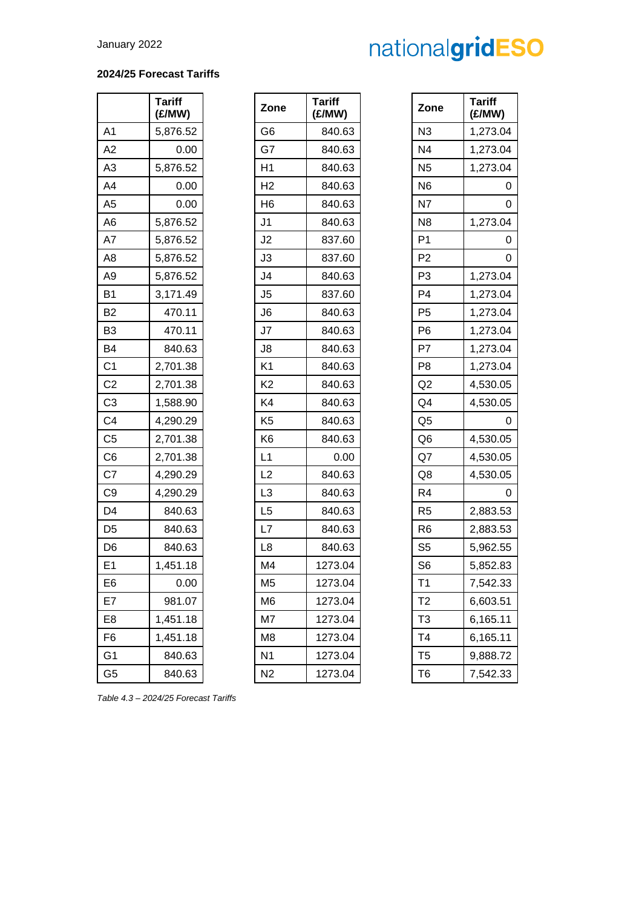**2024/25 Forecast Tariffs**

| | Tariff (£/MW) |
|---|---|
| A1 | 5,876.52 |
| A2 | 0.00 |
| A3 | 5,876.52 |
| A4 | 0.00 |
| A5 | 0.00 |
| A6 | 5,876.52 |
| A7 | 5,876.52 |
| A8 | 5,876.52 |
| A9 | 5,876.52 |
| B1 | 3,171.49 |
| B2 | 470.11 |
| B3 | 470.11 |
| B4 | 840.63 |
| C1 | 2,701.38 |
| C2 | 2,701.38 |
| C3 | 1,588.90 |
| C4 | 4,290.29 |
| C5 | 2,701.38 |
| C6 | 2,701.38 |
| C7 | 4,290.29 |
| C9 | 4,290.29 |
| D4 | 840.63 |
| D5 | 840.63 |
| D6 | 840.63 |
| E1 | 1,451.18 |
| E6 | 0.00 |
| E7 | 981.07 |
| E8 | 1,451.18 |
| F6 | 1,451.18 |
| G1 | 840.63 |
| G5 | 840.63 |

| Zone | Tariff (£/MW) |
|---|---|
| G6 | 840.63 |
| G7 | 840.63 |
| H1 | 840.63 |
| H2 | 840.63 |
| H6 | 840.63 |
| J1 | 840.63 |
| J2 | 837.60 |
| J3 | 837.60 |
| J4 | 840.63 |
| J5 | 837.60 |
| J6 | 840.63 |
| J7 | 840.63 |
| J8 | 840.63 |
| K1 | 840.63 |
| K2 | 840.63 |
| K4 | 840.63 |
| K5 | 840.63 |
| K6 | 840.63 |
| L1 | 0.00 |
| L2 | 840.63 |
| L3 | 840.63 |
| L5 | 840.63 |
| L7 | 840.63 |
| L8 | 840.63 |
| M4 | 1273.04 |
| M5 | 1273.04 |
| M6 | 1273.04 |
| M7 | 1273.04 |
| M8 | 1273.04 |
| N1 | 1273.04 |
| N2 | 1273.04 |

| Zone | Tariff (£/MW) |
|---|---|
| N3 | 1,273.04 |
| N4 | 1,273.04 |
| N5 | 1,273.04 |
| N6 | 0 |
| N7 | 0 |
| N8 | 1,273.04 |
| P1 | 0 |
| P2 | 0 |
| P3 | 1,273.04 |
| P4 | 1,273.04 |
| P5 | 1,273.04 |
| P6 | 1,273.04 |
| P7 | 1,273.04 |
| P8 | 1,273.04 |
| Q2 | 4,530.05 |
| Q4 | 4,530.05 |
| Q5 | 0 |
| Q6 | 4,530.05 |
| Q7 | 4,530.05 |
| Q8 | 4,530.05 |
| R4 | 0 |
| R5 | 2,883.53 |
| R6 | 2,883.53 |
| S5 | 5,962.55 |
| S6 | 5,852.83 |
| T1 | 7,542.33 |
| T2 | 6,603.51 |
| T3 | 6,165.11 |
| T4 | 6,165.11 |
| T5 | 9,888.72 |
| T6 | 7,542.33 |

*Table 4.3 – 2024/25 Forecast Tariffs*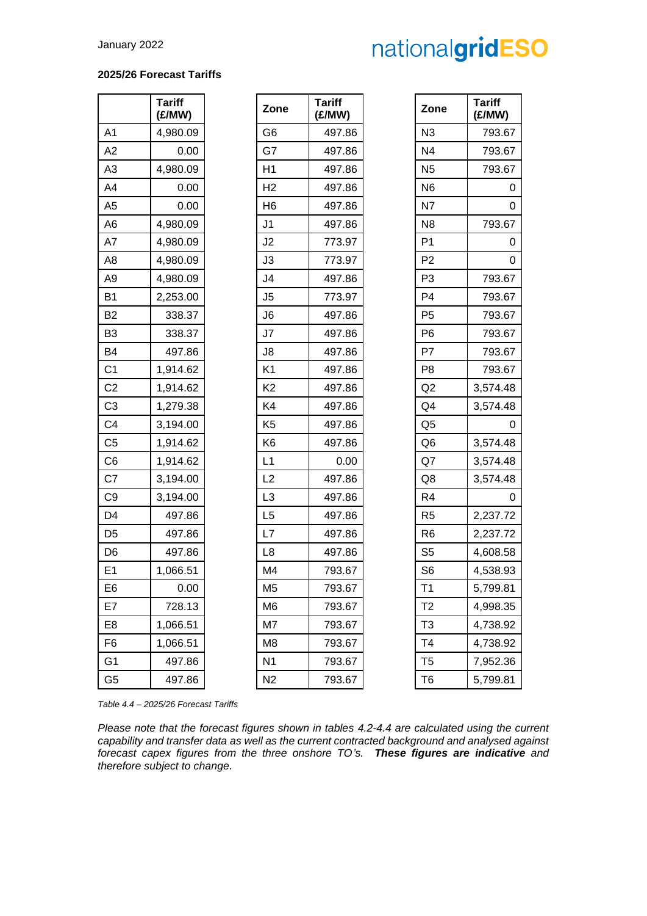**2025/26 Forecast Tariffs**

| | Tariff (£/MW) |
|---|---|
| A1 | 4,980.09 |
| A2 | 0.00 |
| A3 | 4,980.09 |
| A4 | 0.00 |
| A5 | 0.00 |
| A6 | 4,980.09 |
| A7 | 4,980.09 |
| A8 | 4,980.09 |
| A9 | 4,980.09 |
| B1 | 2,253.00 |
| B2 | 338.37 |
| B3 | 338.37 |
| B4 | 497.86 |
| C1 | 1,914.62 |
| C2 | 1,914.62 |
| C3 | 1,279.38 |
| C4 | 3,194.00 |
| C5 | 1,914.62 |
| C6 | 1,914.62 |
| C7 | 3,194.00 |
| C9 | 3,194.00 |
| D4 | 497.86 |
| D5 | 497.86 |
| D6 | 497.86 |
| E1 | 1,066.51 |
| E6 | 0.00 |
| E7 | 728.13 |
| E8 | 1,066.51 |
| F6 | 1,066.51 |
| G1 | 497.86 |
| G5 | 497.86 |

| Zone | Tariff (£/MW) |
|---|---|
| G6 | 497.86 |
| G7 | 497.86 |
| H1 | 497.86 |
| H2 | 497.86 |
| H6 | 497.86 |
| J1 | 497.86 |
| J2 | 773.97 |
| J3 | 773.97 |
| J4 | 497.86 |
| J5 | 773.97 |
| J6 | 497.86 |
| J7 | 497.86 |
| J8 | 497.86 |
| K1 | 497.86 |
| K2 | 497.86 |
| K4 | 497.86 |
| K5 | 497.86 |
| K6 | 497.86 |
| L1 | 0.00 |
| L2 | 497.86 |
| L3 | 497.86 |
| L5 | 497.86 |
| L7 | 497.86 |
| L8 | 497.86 |
| M4 | 793.67 |
| M5 | 793.67 |
| M6 | 793.67 |
| M7 | 793.67 |
| M8 | 793.67 |
| N1 | 793.67 |
| N2 | 793.67 |

| Zone | Tariff (£/MW) |
|---|---|
| N3 | 793.67 |
| N4 | 793.67 |
| N5 | 793.67 |
| N6 | 0 |
| N7 | 0 |
| N8 | 793.67 |
| P1 | 0 |
| P2 | 0 |
| P3 | 793.67 |
| P4 | 793.67 |
| P5 | 793.67 |
| P6 | 793.67 |
| P7 | 793.67 |
| P8 | 793.67 |
| Q2 | 3,574.48 |
| Q4 | 3,574.48 |
| Q5 | 0 |
| Q6 | 3,574.48 |
| Q7 | 3,574.48 |
| Q8 | 3,574.48 |
| R4 | 0 |
| R5 | 2,237.72 |
| R6 | 2,237.72 |
| S5 | 4,608.58 |
| S6 | 4,538.93 |
| T1 | 5,799.81 |
| T2 | 4,998.35 |
| T3 | 4,738.92 |
| T4 | 4,738.92 |
| T5 | 7,952.36 |
| T6 | 5,799.81 |

*Table 4.4 – 2025/26 Forecast Tariffs*

*Please note that the forecast figures shown in tables 4.2-4.4 are calculated using the current capability and transfer data as well as the current contracted background and analysed against forecast capex figures from the three onshore TO's.* ***These figures are indicative*** *and therefore subject to change.*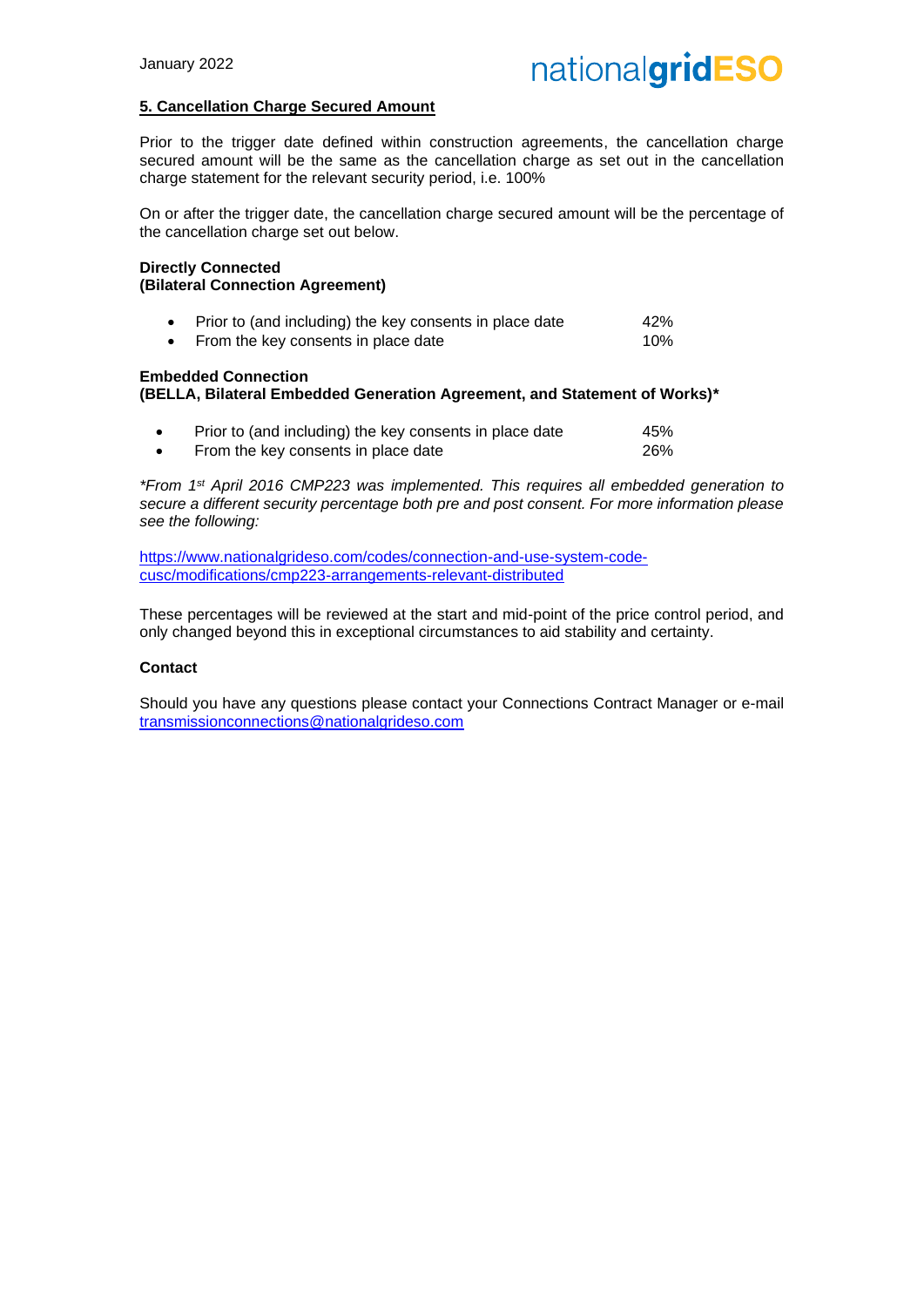## 5. Cancellation Charge Secured Amount

Prior to the trigger date defined within construction agreements, the cancellation charge secured amount will be the same as the cancellation charge as set out in the cancellation charge statement for the relevant security period, i.e. 100%

On or after the trigger date, the cancellation charge secured amount will be the percentage of the cancellation charge set out below.

**Directly Connected**
**(Bilateral Connection Agreement)**

- Prior to (and including) the key consents in place date 42%
- From the key consents in place date 10%

**Embedded Connection**
**(BELLA, Bilateral Embedded Generation Agreement, and Statement of Works)***

- Prior to (and including) the key consents in place date 45%
- From the key consents in place date 26%

*\*From 1st April 2016 CMP223 was implemented. This requires all embedded generation to secure a different security percentage both pre and post consent. For more information please see the following:*

https://www.nationalgrideso.com/codes/connection-and-use-system-code-cusc/modifications/cmp223-arrangements-relevant-distributed

These percentages will be reviewed at the start and mid-point of the price control period, and only changed beyond this in exceptional circumstances to aid stability and certainty.

**Contact**

Should you have any questions please contact your Connections Contract Manager or e-mail transmissionconnections@nationalgrideso.com